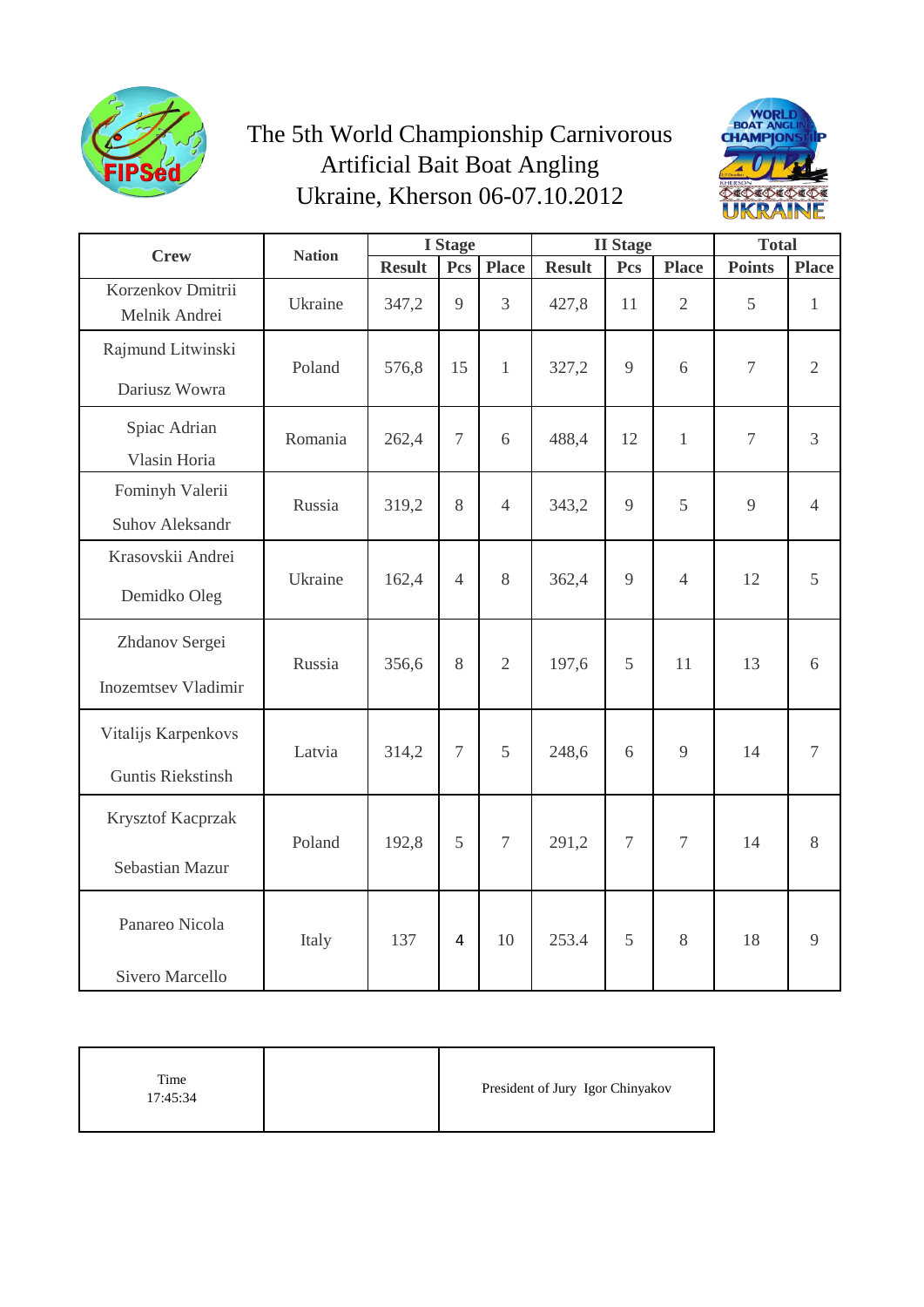# The 5th World Championship Carnivorous Artificial Bait Boat Angling
# Ukraine, Kherson 06-07.10.2012

| Crew | Nation | I Stage | | | II Stage | | | Total | |
|---|---|---|---|---|---|---|---|---|---|
| | | Result | Pcs | Place | Result | Pcs | Place | Points | Place |
| Korzenkov Dmitrii Melnik Andrei | Ukraine | 347,2 | 9 | 3 | 427,8 | 11 | 2 | 5 | 1 |
| Rajmund Litwinski Dariusz Wowra | Poland | 576,8 | 15 | 1 | 327,2 | 9 | 6 | 7 | 2 |
| Spiac Adrian Vlasin Horia | Romania | 262,4 | 7 | 6 | 488,4 | 12 | 1 | 7 | 3 |
| Fominyh Valerii Suhov Aleksandr | Russia | 319,2 | 8 | 4 | 343,2 | 9 | 5 | 9 | 4 |
| Krasovskii Andrei Demidko Oleg | Ukraine | 162,4 | 4 | 8 | 362,4 | 9 | 4 | 12 | 5 |
| Zhdanov Sergei Inozemtsev Vladimir | Russia | 356,6 | 8 | 2 | 197,6 | 5 | 11 | 13 | 6 |
| Vitalijs Karpenkovs Guntis Riekstinsh | Latvia | 314,2 | 7 | 5 | 248,6 | 6 | 9 | 14 | 7 |
| Krysztof Kacprzak Sebastian Mazur | Poland | 192,8 | 5 | 7 | 291,2 | 7 | 7 | 14 | 8 |
| Panareo Nicola Sivero Marcello | Italy | 137 | 4 | 10 | 253.4 | 5 | 8 | 18 | 9 |

| Time 17:45:34 | | President of Jury Igor Chinyakov |
|---|---|---|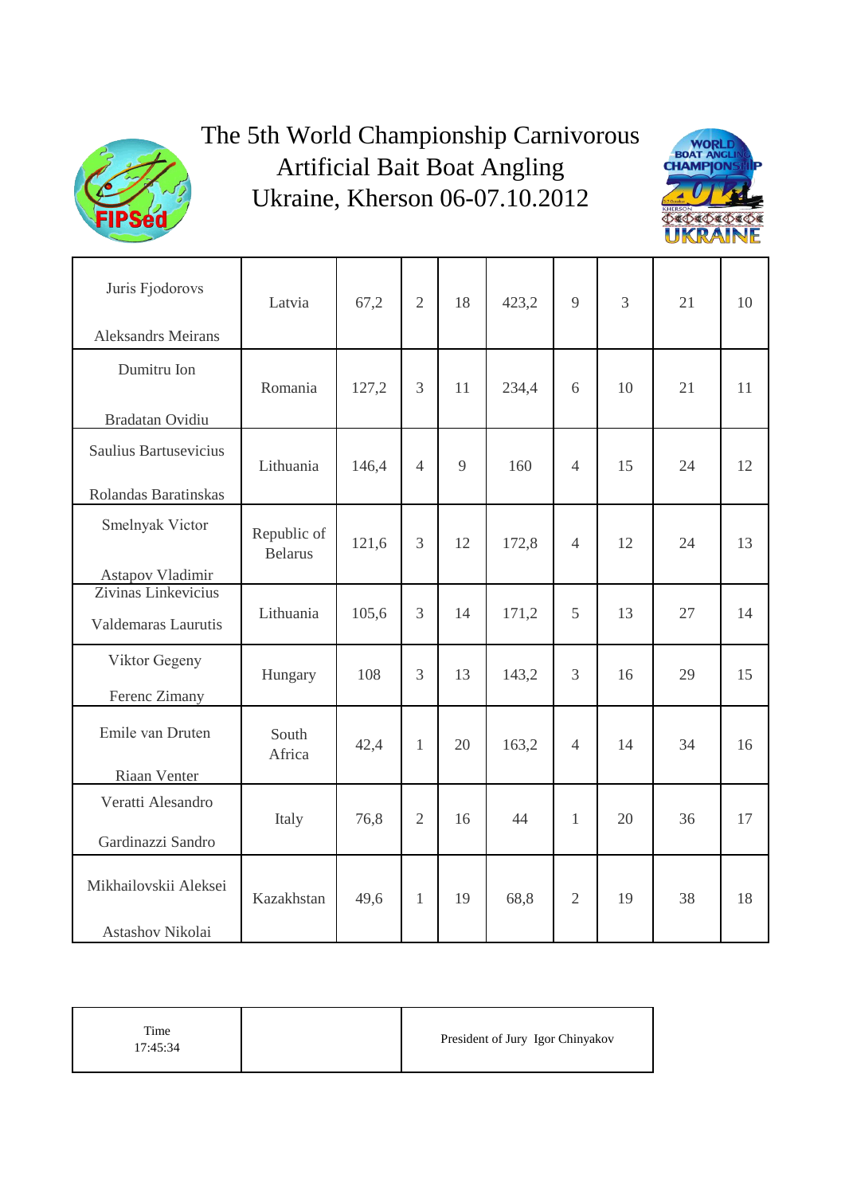# The 5th World Championship Carnivorous Artificial Bait Boat Angling Ukraine, Kherson 06-07.10.2012

| | | | | | | | | | |
|---|---|---|---|---|---|---|---|---|---|
| Juris Fjodorovs<br>Aleksandrs Meirans | Latvia | 67,2 | 2 | 18 | 423,2 | 9 | 3 | 21 | 10 |
| Dumitru Ion<br>Bradatan Ovidiu | Romania | 127,2 | 3 | 11 | 234,4 | 6 | 10 | 21 | 11 |
| Saulius Bartusevicius<br>Rolandas Baratinskas | Lithuania | 146,4 | 4 | 9 | 160 | 4 | 15 | 24 | 12 |
| Smelnyak Victor<br>Astapov Vladimir | Republic of Belarus | 121,6 | 3 | 12 | 172,8 | 4 | 12 | 24 | 13 |
| Zivinas Linkevicius<br>Valdemaras Laurutis | Lithuania | 105,6 | 3 | 14 | 171,2 | 5 | 13 | 27 | 14 |
| Viktor Gegeny<br>Ferenc Zimany | Hungary | 108 | 3 | 13 | 143,2 | 3 | 16 | 29 | 15 |
| Emile van Druten<br>Riaan Venter | South Africa | 42,4 | 1 | 20 | 163,2 | 4 | 14 | 34 | 16 |
| Veratti Alesandro<br>Gardinazzi Sandro | Italy | 76,8 | 2 | 16 | 44 | 1 | 20 | 36 | 17 |
| Mikhailovskii Aleksei<br>Astashov Nikolai | Kazakhstan | 49,6 | 1 | 19 | 68,8 | 2 | 19 | 38 | 18 |

| | | |
|---|---|---|
| Time<br>17:45:34 | | President of Jury Igor Chinyakov |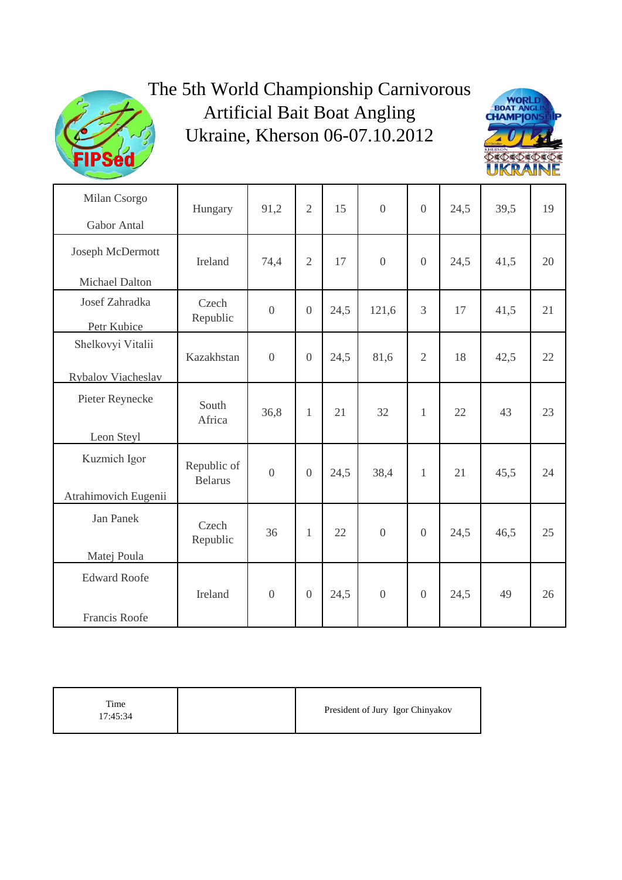# The 5th World Championship Carnivorous Artificial Bait Boat Angling
## Ukraine, Kherson 06-07.10.2012

| | | | | | | | | | |
|---|---|---|---|---|---|---|---|---|---|
| Milan Csorgo<br>Gabor Antal | Hungary | 91,2 | 2 | 15 | 0 | 0 | 24,5 | 39,5 | 19 |
| Joseph McDermott<br>Michael Dalton | Ireland | 74,4 | 2 | 17 | 0 | 0 | 24,5 | 41,5 | 20 |
| Josef Zahradka<br>Petr Kubice | Czech Republic | 0 | 0 | 24,5 | 121,6 | 3 | 17 | 41,5 | 21 |
| Shelkovyi Vitalii<br>Rybalov Viacheslav | Kazakhstan | 0 | 0 | 24,5 | 81,6 | 2 | 18 | 42,5 | 22 |
| Pieter Reynecke<br>Leon Steyl | South Africa | 36,8 | 1 | 21 | 32 | 1 | 22 | 43 | 23 |
| Kuzmich Igor<br>Atrahimovich Eugenii | Republic of Belarus | 0 | 0 | 24,5 | 38,4 | 1 | 21 | 45,5 | 24 |
| Jan Panek<br>Matej Poula | Czech Republic | 36 | 1 | 22 | 0 | 0 | 24,5 | 46,5 | 25 |
| Edward Roofe<br>Francis Roofe | Ireland | 0 | 0 | 24,5 | 0 | 0 | 24,5 | 49 | 26 |

| | | |
|---|---|---|
| Time<br>17:45:34 | | President of Jury Igor Chinyakov |